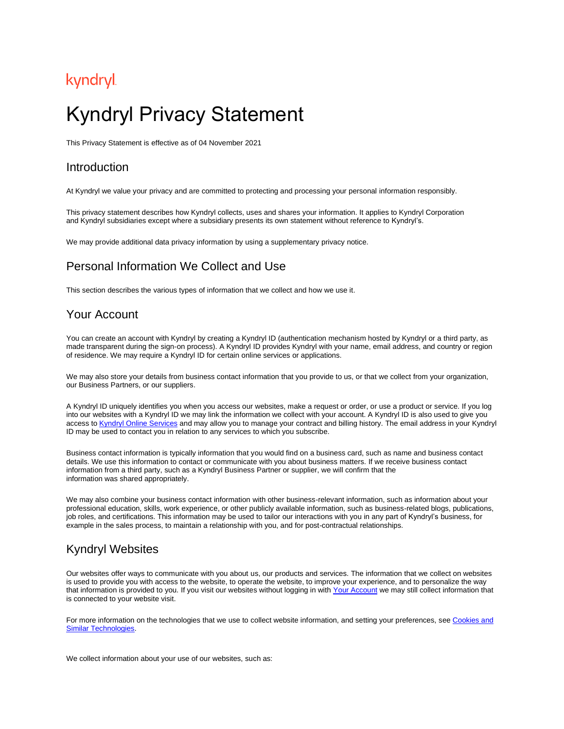kyndryl

# Kyndryl Privacy Statement

This Privacy Statement is effective as of 04 November 2021

## Introduction

At Kyndryl we value your privacy and are committed to protecting and processing your personal information responsibly.

This privacy statement describes how Kyndryl collects, uses and shares your information. It applies to Kyndryl Corporation and Kyndryl subsidiaries except where a subsidiary presents its own statement without reference to Kyndryl's.

We may provide additional data privacy information by using a supplementary privacy notice.

## Personal Information We Collect and Use

This section describes the various types of information that we collect and how we use it.

## Your Account

You can create an account with Kyndryl by creating a Kyndryl ID (authentication mechanism hosted by Kyndryl or a third party, as made transparent during the sign-on process). A Kyndryl ID provides Kyndryl with your name, email address, and country or region of residence. We may require a Kyndryl ID for certain online services or applications.

We may also store your details from business contact information that you provide to us, or that we collect from your organization, our Business Partners, or our suppliers.

A Kyndryl ID uniquely identifies you when you access our websites, make a request or order, or use a product or service. If you log into our websites with a Kyndryl ID we may link the information we collect with your account. A Kyndryl ID is also used to give you access to Kyndryl Online Services and may allow you to manage your contract and billing history. The email address in your Kyndryl ID may be used to contact you in relation to any services to which you subscribe.

Business contact information is typically information that you would find on a business card, such as name and business contact details. We use this information to contact or communicate with you about business matters. If we receive business contact information from a third party, such as a Kyndryl Business Partner or supplier, we will confirm that the information was shared appropriately.

We may also combine your business contact information with other business-relevant information, such as information about your professional education, skills, work experience, or other publicly available information, such as business-related blogs, publications, job roles, and certifications. This information may be used to tailor our interactions with you in any part of Kyndryl's business, for example in the sales process, to maintain a relationship with you, and for post-contractual relationships.

## Kyndryl Websites

Our websites offer ways to communicate with you about us, our products and services. The information that we collect on websites is used to provide you with access to the website, to operate the website, to improve your experience, and to personalize the way that information is provided to you. If you visit our websites without logging in with Your Account we may still collect information that is connected to your website visit.

For more information on the technologies that we use to collect website information, and setting your preferences, see Cookies and Similar Technologies.

We collect information about your use of our websites, such as: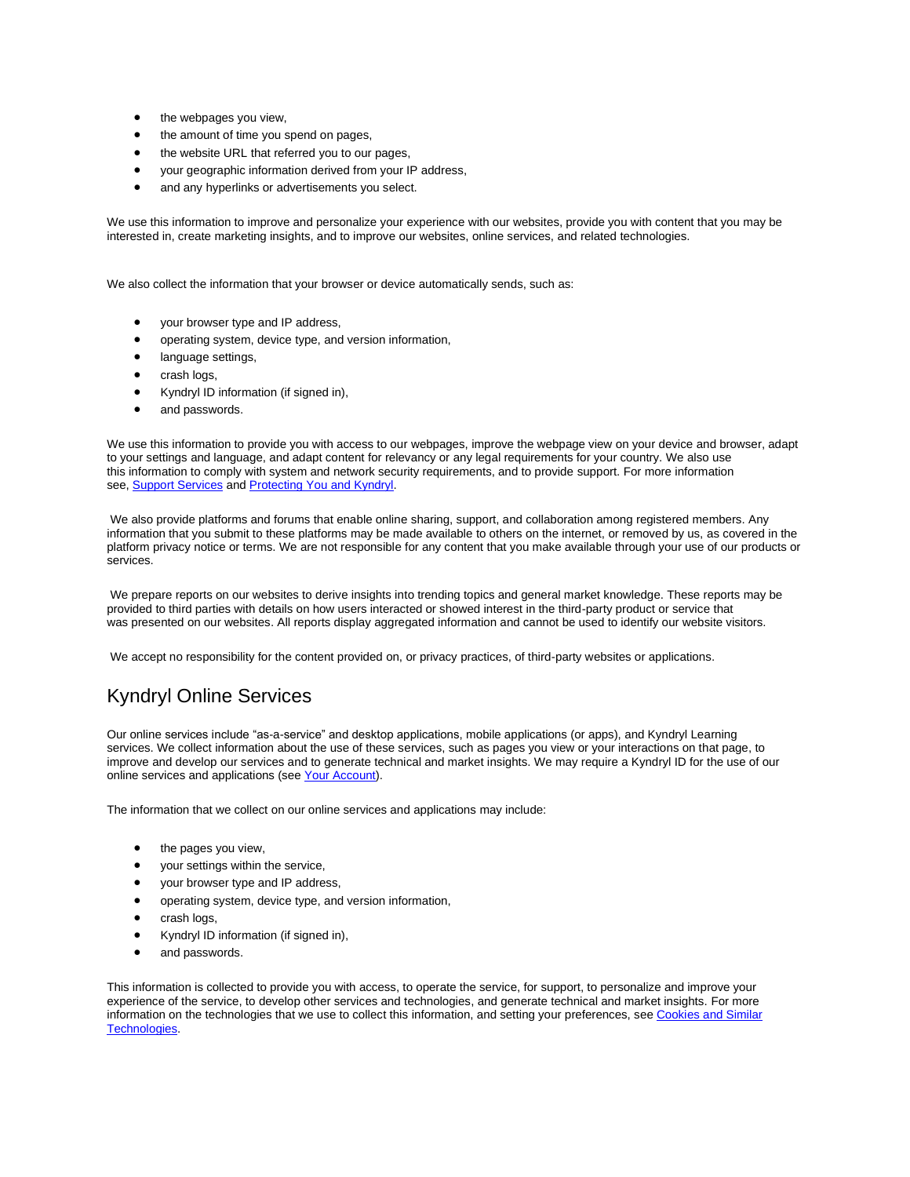- the webpages you view,
- the amount of time you spend on pages,
- the website URL that referred you to our pages,
- your geographic information derived from your IP address,
- and any hyperlinks or advertisements you select.

We use this information to improve and personalize your experience with our websites, provide you with content that you may be interested in, create marketing insights, and to improve our websites, online services, and related technologies.

We also collect the information that your browser or device automatically sends, such as:

- your browser type and IP address,
- operating system, device type, and version information,
- language settings,
- crash logs,
- Kyndryl ID information (if signed in),
- and passwords.

We use this information to provide you with access to our webpages, improve the webpage view on your device and browser, adapt to your settings and language, and adapt content for relevancy or any legal requirements for your country. We also use this information to comply with system and network security requirements, and to provide support. For more information see, [Support Services]() and [Protecting You and Kyndryl]().

We also provide platforms and forums that enable online sharing, support, and collaboration among registered members. Any information that you submit to these platforms may be made available to others on the internet, or removed by us, as covered in the platform privacy notice or terms. We are not responsible for any content that you make available through your use of our products or services.

We prepare reports on our websites to derive insights into trending topics and general market knowledge. These reports may be provided to third parties with details on how users interacted or showed interest in the third-party product or service that was presented on our websites. All reports display aggregated information and cannot be used to identify our website visitors.

We accept no responsibility for the content provided on, or privacy practices, of third-party websites or applications.

## Kyndryl Online Services

Our online services include "as-a-service" and desktop applications, mobile applications (or apps), and Kyndryl Learning services. We collect information about the use of these services, such as pages you view or your interactions on that page, to improve and develop our services and to generate technical and market insights. We may require a Kyndryl ID for the use of our online services and applications (see [Your Account]()).

The information that we collect on our online services and applications may include:

- the pages you view,
- your settings within the service,
- your browser type and IP address,
- operating system, device type, and version information,
- crash logs,
- Kyndryl ID information (if signed in),
- and passwords.

This information is collected to provide you with access, to operate the service, for support, to personalize and improve your experience of the service, to develop other services and technologies, and generate technical and market insights. For more information on the technologies that we use to collect this information, and setting your preferences, see [Cookies and Similar Technologies]().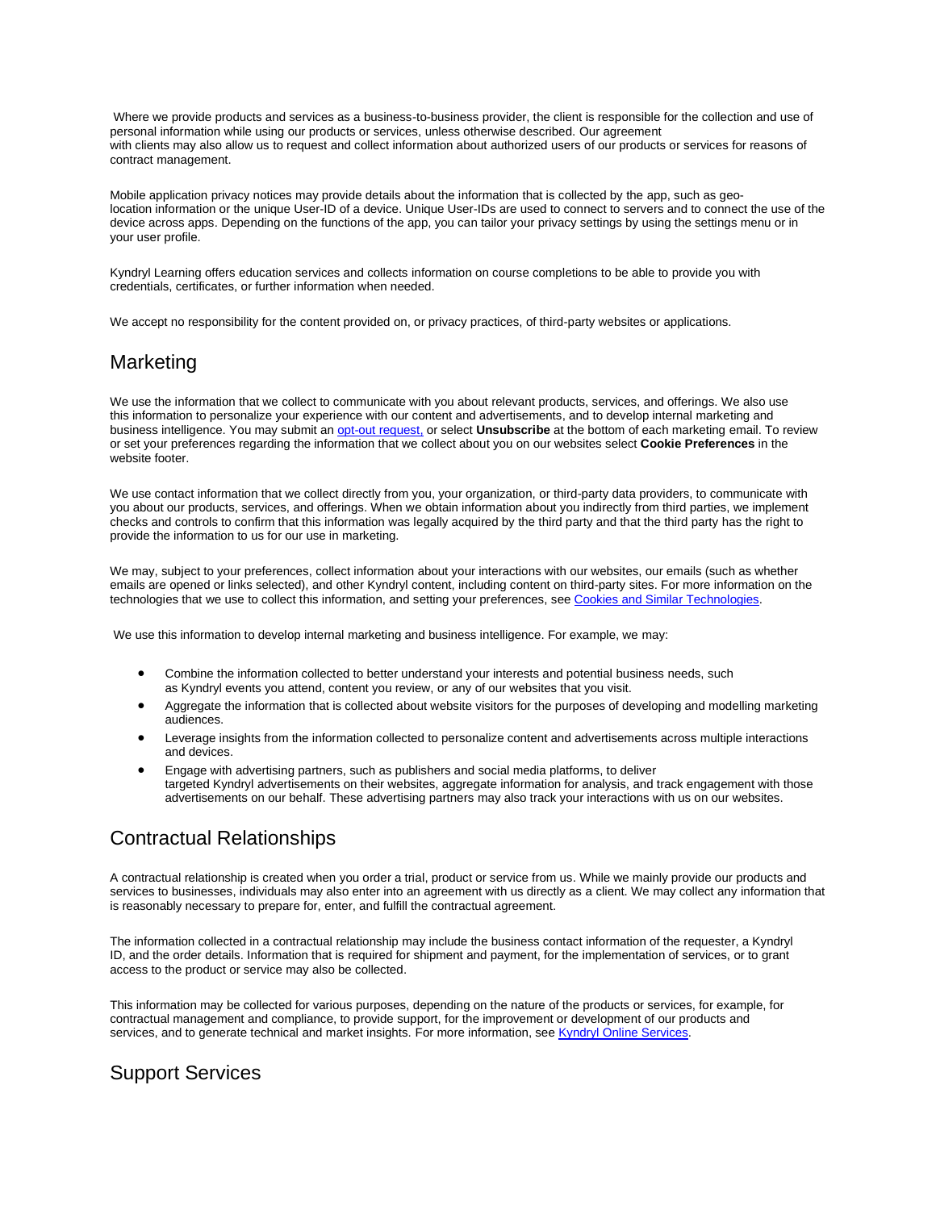Where we provide products and services as a business-to-business provider, the client is responsible for the collection and use of personal information while using our products or services, unless otherwise described. Our agreement with clients may also allow us to request and collect information about authorized users of our products or services for reasons of contract management.

Mobile application privacy notices may provide details about the information that is collected by the app, such as geo-location information or the unique User-ID of a device. Unique User-IDs are used to connect to servers and to connect the use of the device across apps. Depending on the functions of the app, you can tailor your privacy settings by using the settings menu or in your user profile.

Kyndryl Learning offers education services and collects information on course completions to be able to provide you with credentials, certificates, or further information when needed.

We accept no responsibility for the content provided on, or privacy practices, of third-party websites or applications.

## Marketing

We use the information that we collect to communicate with you about relevant products, services, and offerings. We also use this information to personalize your experience with our content and advertisements, and to develop internal marketing and business intelligence. You may submit an opt-out request, or select **Unsubscribe** at the bottom of each marketing email. To review or set your preferences regarding the information that we collect about you on our websites select **Cookie Preferences** in the website footer.

We use contact information that we collect directly from you, your organization, or third-party data providers, to communicate with you about our products, services, and offerings. When we obtain information about you indirectly from third parties, we implement checks and controls to confirm that this information was legally acquired by the third party and that the third party has the right to provide the information to us for our use in marketing.

We may, subject to your preferences, collect information about your interactions with our websites, our emails (such as whether emails are opened or links selected), and other Kyndryl content, including content on third-party sites. For more information on the technologies that we use to collect this information, and setting your preferences, see Cookies and Similar Technologies.

We use this information to develop internal marketing and business intelligence. For example, we may:

- Combine the information collected to better understand your interests and potential business needs, such as Kyndryl events you attend, content you review, or any of our websites that you visit.
- Aggregate the information that is collected about website visitors for the purposes of developing and modelling marketing audiences.
- Leverage insights from the information collected to personalize content and advertisements across multiple interactions and devices.
- Engage with advertising partners, such as publishers and social media platforms, to deliver targeted Kyndryl advertisements on their websites, aggregate information for analysis, and track engagement with those advertisements on our behalf. These advertising partners may also track your interactions with us on our websites.

## Contractual Relationships

A contractual relationship is created when you order a trial, product or service from us. While we mainly provide our products and services to businesses, individuals may also enter into an agreement with us directly as a client. We may collect any information that is reasonably necessary to prepare for, enter, and fulfill the contractual agreement.

The information collected in a contractual relationship may include the business contact information of the requester, a Kyndryl ID, and the order details. Information that is required for shipment and payment, for the implementation of services, or to grant access to the product or service may also be collected.

This information may be collected for various purposes, depending on the nature of the products or services, for example, for contractual management and compliance, to provide support, for the improvement or development of our products and services, and to generate technical and market insights. For more information, see Kyndryl Online Services.

## Support Services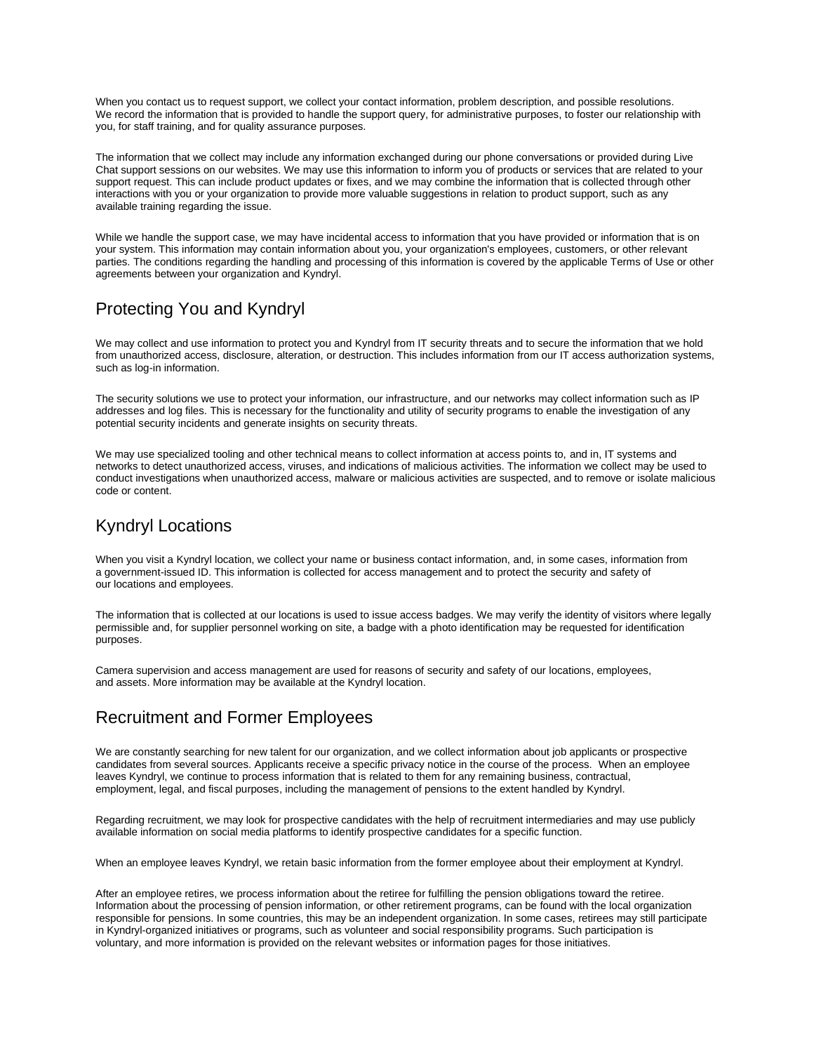When you contact us to request support, we collect your contact information, problem description, and possible resolutions. We record the information that is provided to handle the support query, for administrative purposes, to foster our relationship with you, for staff training, and for quality assurance purposes.

The information that we collect may include any information exchanged during our phone conversations or provided during Live Chat support sessions on our websites. We may use this information to inform you of products or services that are related to your support request. This can include product updates or fixes, and we may combine the information that is collected through other interactions with you or your organization to provide more valuable suggestions in relation to product support, such as any available training regarding the issue.

While we handle the support case, we may have incidental access to information that you have provided or information that is on your system. This information may contain information about you, your organization's employees, customers, or other relevant parties. The conditions regarding the handling and processing of this information is covered by the applicable Terms of Use or other agreements between your organization and Kyndryl.

## Protecting You and Kyndryl

We may collect and use information to protect you and Kyndryl from IT security threats and to secure the information that we hold from unauthorized access, disclosure, alteration, or destruction. This includes information from our IT access authorization systems, such as log-in information.

The security solutions we use to protect your information, our infrastructure, and our networks may collect information such as IP addresses and log files. This is necessary for the functionality and utility of security programs to enable the investigation of any potential security incidents and generate insights on security threats.

We may use specialized tooling and other technical means to collect information at access points to, and in, IT systems and networks to detect unauthorized access, viruses, and indications of malicious activities. The information we collect may be used to conduct investigations when unauthorized access, malware or malicious activities are suspected, and to remove or isolate malicious code or content.

## Kyndryl Locations

When you visit a Kyndryl location, we collect your name or business contact information, and, in some cases, information from a government-issued ID. This information is collected for access management and to protect the security and safety of our locations and employees.

The information that is collected at our locations is used to issue access badges. We may verify the identity of visitors where legally permissible and, for supplier personnel working on site, a badge with a photo identification may be requested for identification purposes.

Camera supervision and access management are used for reasons of security and safety of our locations, employees, and assets. More information may be available at the Kyndryl location.

## Recruitment and Former Employees

We are constantly searching for new talent for our organization, and we collect information about job applicants or prospective candidates from several sources. Applicants receive a specific privacy notice in the course of the process. When an employee leaves Kyndryl, we continue to process information that is related to them for any remaining business, contractual, employment, legal, and fiscal purposes, including the management of pensions to the extent handled by Kyndryl.

Regarding recruitment, we may look for prospective candidates with the help of recruitment intermediaries and may use publicly available information on social media platforms to identify prospective candidates for a specific function.

When an employee leaves Kyndryl, we retain basic information from the former employee about their employment at Kyndryl.

After an employee retires, we process information about the retiree for fulfilling the pension obligations toward the retiree. Information about the processing of pension information, or other retirement programs, can be found with the local organization responsible for pensions. In some countries, this may be an independent organization. In some cases, retirees may still participate in Kyndryl-organized initiatives or programs, such as volunteer and social responsibility programs. Such participation is voluntary, and more information is provided on the relevant websites or information pages for those initiatives.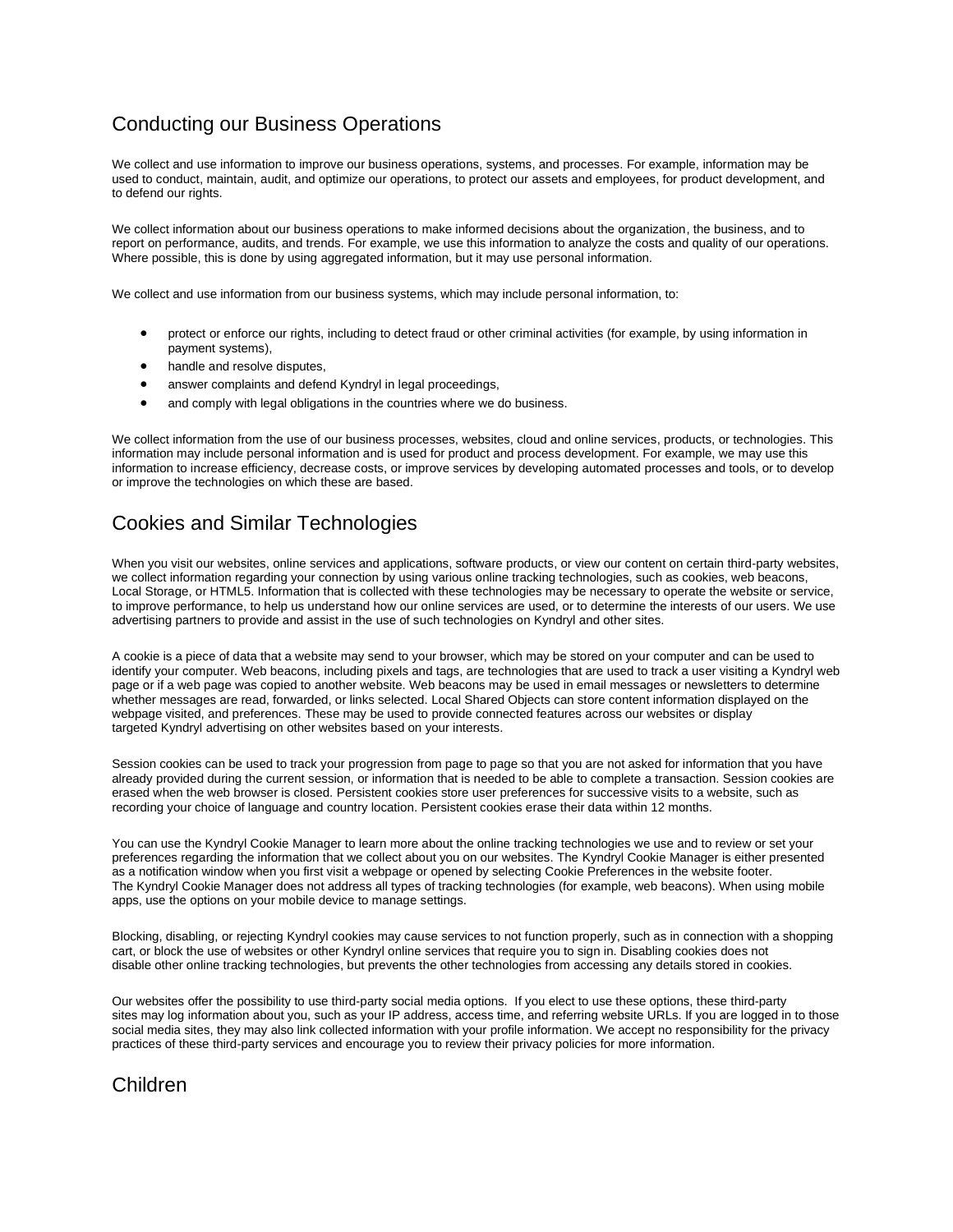## Conducting our Business Operations

We collect and use information to improve our business operations, systems, and processes. For example, information may be used to conduct, maintain, audit, and optimize our operations, to protect our assets and employees, for product development, and to defend our rights.

We collect information about our business operations to make informed decisions about the organization, the business, and to report on performance, audits, and trends. For example, we use this information to analyze the costs and quality of our operations. Where possible, this is done by using aggregated information, but it may use personal information.

We collect and use information from our business systems, which may include personal information, to:

- protect or enforce our rights, including to detect fraud or other criminal activities (for example, by using information in payment systems),
- handle and resolve disputes,
- answer complaints and defend Kyndryl in legal proceedings,
- and comply with legal obligations in the countries where we do business.

We collect information from the use of our business processes, websites, cloud and online services, products, or technologies. This information may include personal information and is used for product and process development. For example, we may use this information to increase efficiency, decrease costs, or improve services by developing automated processes and tools, or to develop or improve the technologies on which these are based.

## Cookies and Similar Technologies

When you visit our websites, online services and applications, software products, or view our content on certain third-party websites, we collect information regarding your connection by using various online tracking technologies, such as cookies, web beacons, Local Storage, or HTML5. Information that is collected with these technologies may be necessary to operate the website or service, to improve performance, to help us understand how our online services are used, or to determine the interests of our users. We use advertising partners to provide and assist in the use of such technologies on Kyndryl and other sites.

A cookie is a piece of data that a website may send to your browser, which may be stored on your computer and can be used to identify your computer. Web beacons, including pixels and tags, are technologies that are used to track a user visiting a Kyndryl web page or if a web page was copied to another website. Web beacons may be used in email messages or newsletters to determine whether messages are read, forwarded, or links selected. Local Shared Objects can store content information displayed on the webpage visited, and preferences. These may be used to provide connected features across our websites or display targeted Kyndryl advertising on other websites based on your interests.

Session cookies can be used to track your progression from page to page so that you are not asked for information that you have already provided during the current session, or information that is needed to be able to complete a transaction. Session cookies are erased when the web browser is closed. Persistent cookies store user preferences for successive visits to a website, such as recording your choice of language and country location. Persistent cookies erase their data within 12 months.

You can use the Kyndryl Cookie Manager to learn more about the online tracking technologies we use and to review or set your preferences regarding the information that we collect about you on our websites. The Kyndryl Cookie Manager is either presented as a notification window when you first visit a webpage or opened by selecting Cookie Preferences in the website footer. The Kyndryl Cookie Manager does not address all types of tracking technologies (for example, web beacons). When using mobile apps, use the options on your mobile device to manage settings.

Blocking, disabling, or rejecting Kyndryl cookies may cause services to not function properly, such as in connection with a shopping cart, or block the use of websites or other Kyndryl online services that require you to sign in. Disabling cookies does not disable other online tracking technologies, but prevents the other technologies from accessing any details stored in cookies.

Our websites offer the possibility to use third-party social media options. If you elect to use these options, these third-party sites may log information about you, such as your IP address, access time, and referring website URLs. If you are logged in to those social media sites, they may also link collected information with your profile information. We accept no responsibility for the privacy practices of these third-party services and encourage you to review their privacy policies for more information.

## Children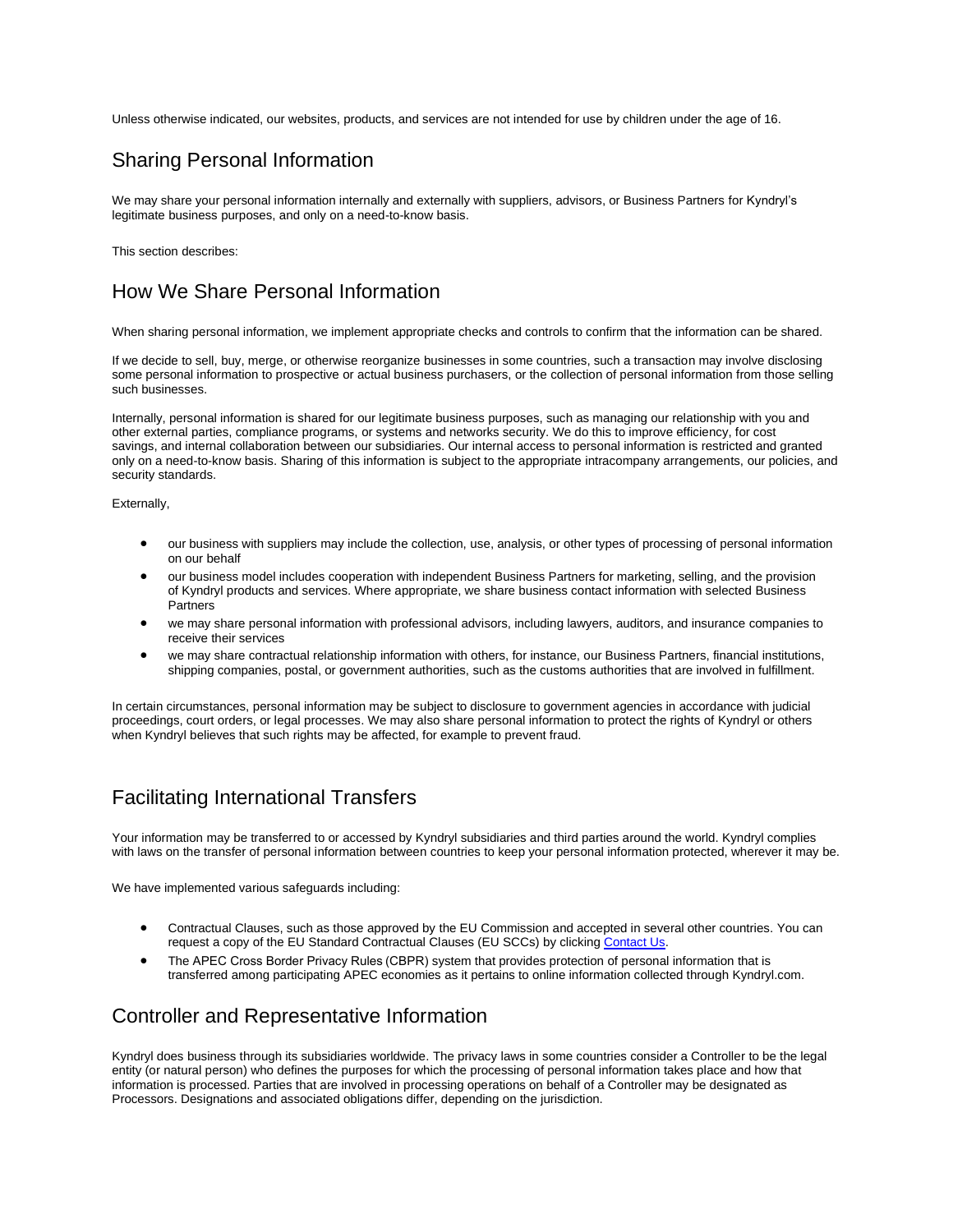Unless otherwise indicated, our websites, products, and services are not intended for use by children under the age of 16.

## Sharing Personal Information

We may share your personal information internally and externally with suppliers, advisors, or Business Partners for Kyndryl's legitimate business purposes, and only on a need-to-know basis.

This section describes:

## How We Share Personal Information

When sharing personal information, we implement appropriate checks and controls to confirm that the information can be shared.

If we decide to sell, buy, merge, or otherwise reorganize businesses in some countries, such a transaction may involve disclosing some personal information to prospective or actual business purchasers, or the collection of personal information from those selling such businesses.

Internally, personal information is shared for our legitimate business purposes, such as managing our relationship with you and other external parties, compliance programs, or systems and networks security. We do this to improve efficiency, for cost savings, and internal collaboration between our subsidiaries. Our internal access to personal information is restricted and granted only on a need-to-know basis. Sharing of this information is subject to the appropriate intracompany arrangements, our policies, and security standards.

Externally,

- our business with suppliers may include the collection, use, analysis, or other types of processing of personal information on our behalf
- our business model includes cooperation with independent Business Partners for marketing, selling, and the provision of Kyndryl products and services. Where appropriate, we share business contact information with selected Business Partners
- we may share personal information with professional advisors, including lawyers, auditors, and insurance companies to receive their services
- we may share contractual relationship information with others, for instance, our Business Partners, financial institutions, shipping companies, postal, or government authorities, such as the customs authorities that are involved in fulfillment.

In certain circumstances, personal information may be subject to disclosure to government agencies in accordance with judicial proceedings, court orders, or legal processes. We may also share personal information to protect the rights of Kyndryl or others when Kyndryl believes that such rights may be affected, for example to prevent fraud.

## Facilitating International Transfers

Your information may be transferred to or accessed by Kyndryl subsidiaries and third parties around the world. Kyndryl complies with laws on the transfer of personal information between countries to keep your personal information protected, wherever it may be.

We have implemented various safeguards including:

- Contractual Clauses, such as those approved by the EU Commission and accepted in several other countries. You can request a copy of the EU Standard Contractual Clauses (EU SCCs) by clicking [Contact Us](#).
- The APEC Cross Border Privacy Rules (CBPR) system that provides protection of personal information that is transferred among participating APEC economies as it pertains to online information collected through Kyndryl.com.

## Controller and Representative Information

Kyndryl does business through its subsidiaries worldwide. The privacy laws in some countries consider a Controller to be the legal entity (or natural person) who defines the purposes for which the processing of personal information takes place and how that information is processed. Parties that are involved in processing operations on behalf of a Controller may be designated as Processors. Designations and associated obligations differ, depending on the jurisdiction.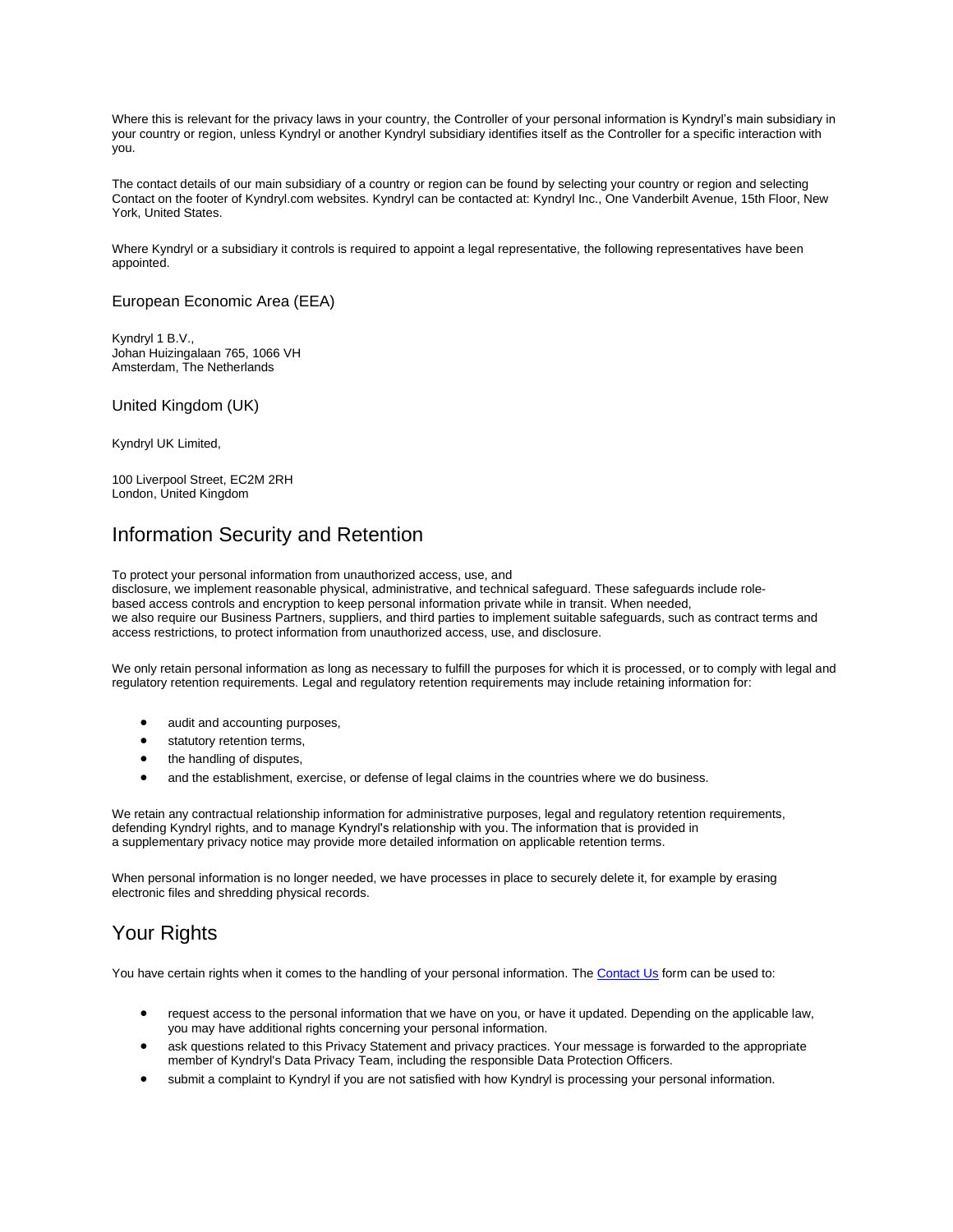Where this is relevant for the privacy laws in your country, the Controller of your personal information is Kyndryl's main subsidiary in your country or region, unless Kyndryl or another Kyndryl subsidiary identifies itself as the Controller for a specific interaction with you.

The contact details of our main subsidiary of a country or region can be found by selecting your country or region and selecting Contact on the footer of Kyndryl.com websites. Kyndryl can be contacted at: Kyndryl Inc., One Vanderbilt Avenue, 15th Floor, New York, United States.

Where Kyndryl or a subsidiary it controls is required to appoint a legal representative, the following representatives have been appointed.

### European Economic Area (EEA)

Kyndryl 1 B.V.,
Johan Huizingalaan 765, 1066 VH
Amsterdam, The Netherlands

### United Kingdom (UK)

Kyndryl UK Limited,

100 Liverpool Street, EC2M 2RH
London, United Kingdom

## Information Security and Retention

To protect your personal information from unauthorized access, use, and disclosure, we implement reasonable physical, administrative, and technical safeguard. These safeguards include role-based access controls and encryption to keep personal information private while in transit. When needed, we also require our Business Partners, suppliers, and third parties to implement suitable safeguards, such as contract terms and access restrictions, to protect information from unauthorized access, use, and disclosure.

We only retain personal information as long as necessary to fulfill the purposes for which it is processed, or to comply with legal and regulatory retention requirements. Legal and regulatory retention requirements may include retaining information for:

- audit and accounting purposes,
- statutory retention terms,
- the handling of disputes,
- and the establishment, exercise, or defense of legal claims in the countries where we do business.

We retain any contractual relationship information for administrative purposes, legal and regulatory retention requirements, defending Kyndryl rights, and to manage Kyndryl's relationship with you. The information that is provided in a supplementary privacy notice may provide more detailed information on applicable retention terms.

When personal information is no longer needed, we have processes in place to securely delete it, for example by erasing electronic files and shredding physical records.

## Your Rights

You have certain rights when it comes to the handling of your personal information. The [Contact Us] form can be used to:

- request access to the personal information that we have on you, or have it updated. Depending on the applicable law, you may have additional rights concerning your personal information.
- ask questions related to this Privacy Statement and privacy practices. Your message is forwarded to the appropriate member of Kyndryl's Data Privacy Team, including the responsible Data Protection Officers.
- submit a complaint to Kyndryl if you are not satisfied with how Kyndryl is processing your personal information.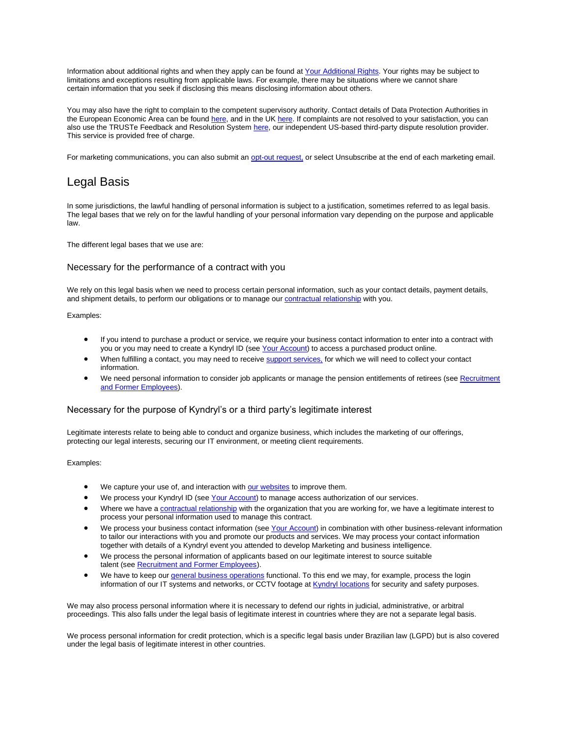Information about additional rights and when they apply can be found at Your Additional Rights. Your rights may be subject to limitations and exceptions resulting from applicable laws. For example, there may be situations where we cannot share certain information that you seek if disclosing this means disclosing information about others.

You may also have the right to complain to the competent supervisory authority. Contact details of Data Protection Authorities in the European Economic Area can be found here, and in the UK here. If complaints are not resolved to your satisfaction, you can also use the TRUSTe Feedback and Resolution System here, our independent US-based third-party dispute resolution provider. This service is provided free of charge.

For marketing communications, you can also submit an opt-out request, or select Unsubscribe at the end of each marketing email.

## Legal Basis

In some jurisdictions, the lawful handling of personal information is subject to a justification, sometimes referred to as legal basis. The legal bases that we rely on for the lawful handling of your personal information vary depending on the purpose and applicable law.

The different legal bases that we use are:

### Necessary for the performance of a contract with you

We rely on this legal basis when we need to process certain personal information, such as your contact details, payment details, and shipment details, to perform our obligations or to manage our contractual relationship with you.

Examples:

- If you intend to purchase a product or service, we require your business contact information to enter into a contract with you or you may need to create a Kyndryl ID (see Your Account) to access a purchased product online.
- When fulfilling a contact, you may need to receive support services, for which we will need to collect your contact information.
- We need personal information to consider job applicants or manage the pension entitlements of retirees (see Recruitment and Former Employees).

### Necessary for the purpose of Kyndryl's or a third party's legitimate interest

Legitimate interests relate to being able to conduct and organize business, which includes the marketing of our offerings, protecting our legal interests, securing our IT environment, or meeting client requirements.

Examples:

- We capture your use of, and interaction with our websites to improve them.
- We process your Kyndryl ID (see Your Account) to manage access authorization of our services.
- Where we have a contractual relationship with the organization that you are working for, we have a legitimate interest to process your personal information used to manage this contract.
- We process your business contact information (see Your Account) in combination with other business-relevant information to tailor our interactions with you and promote our products and services. We may process your contact information together with details of a Kyndryl event you attended to develop Marketing and business intelligence.
- We process the personal information of applicants based on our legitimate interest to source suitable talent (see Recruitment and Former Employees).
- We have to keep our general business operations functional. To this end we may, for example, process the login information of our IT systems and networks, or CCTV footage at Kyndryl locations for security and safety purposes.

We may also process personal information where it is necessary to defend our rights in judicial, administrative, or arbitral proceedings. This also falls under the legal basis of legitimate interest in countries where they are not a separate legal basis.

We process personal information for credit protection, which is a specific legal basis under Brazilian law (LGPD) but is also covered under the legal basis of legitimate interest in other countries.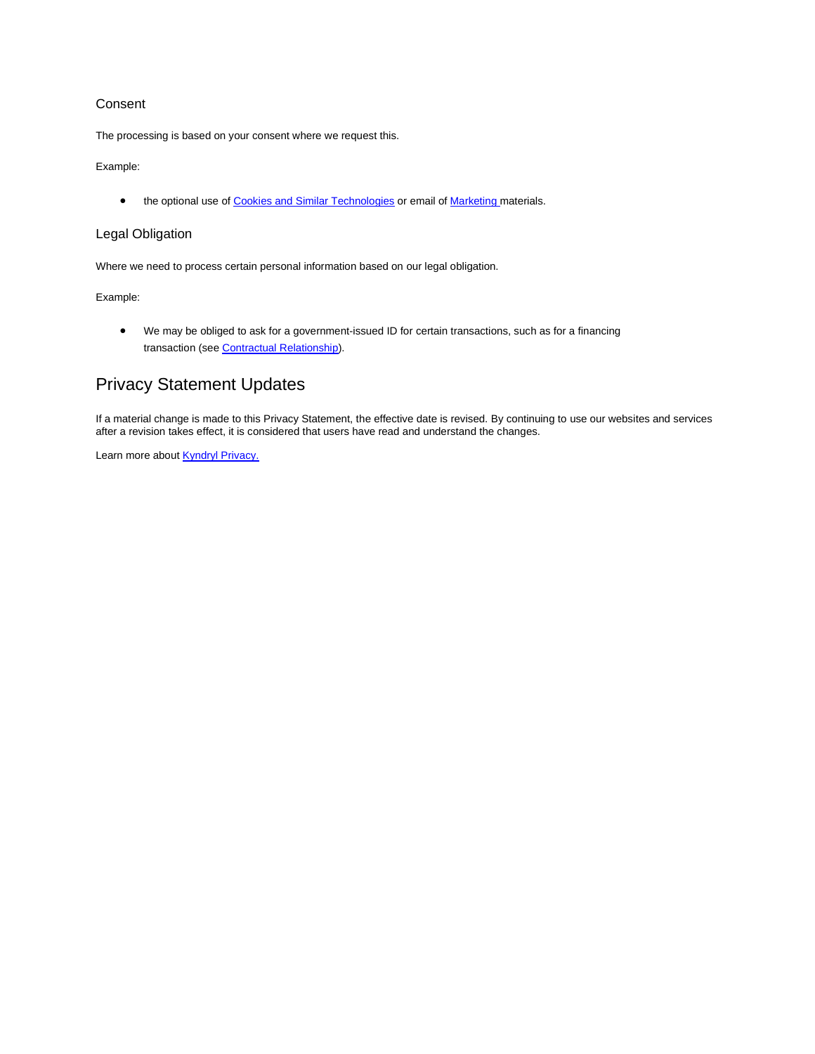### Consent

The processing is based on your consent where we request this.

Example:

- the optional use of Cookies and Similar Technologies or email of Marketing materials.

### Legal Obligation

Where we need to process certain personal information based on our legal obligation.

Example:

- We may be obliged to ask for a government-issued ID for certain transactions, such as for a financing transaction (see Contractual Relationship).

## Privacy Statement Updates

If a material change is made to this Privacy Statement, the effective date is revised. By continuing to use our websites and services after a revision takes effect, it is considered that users have read and understand the changes.

Learn more about Kyndryl Privacy.